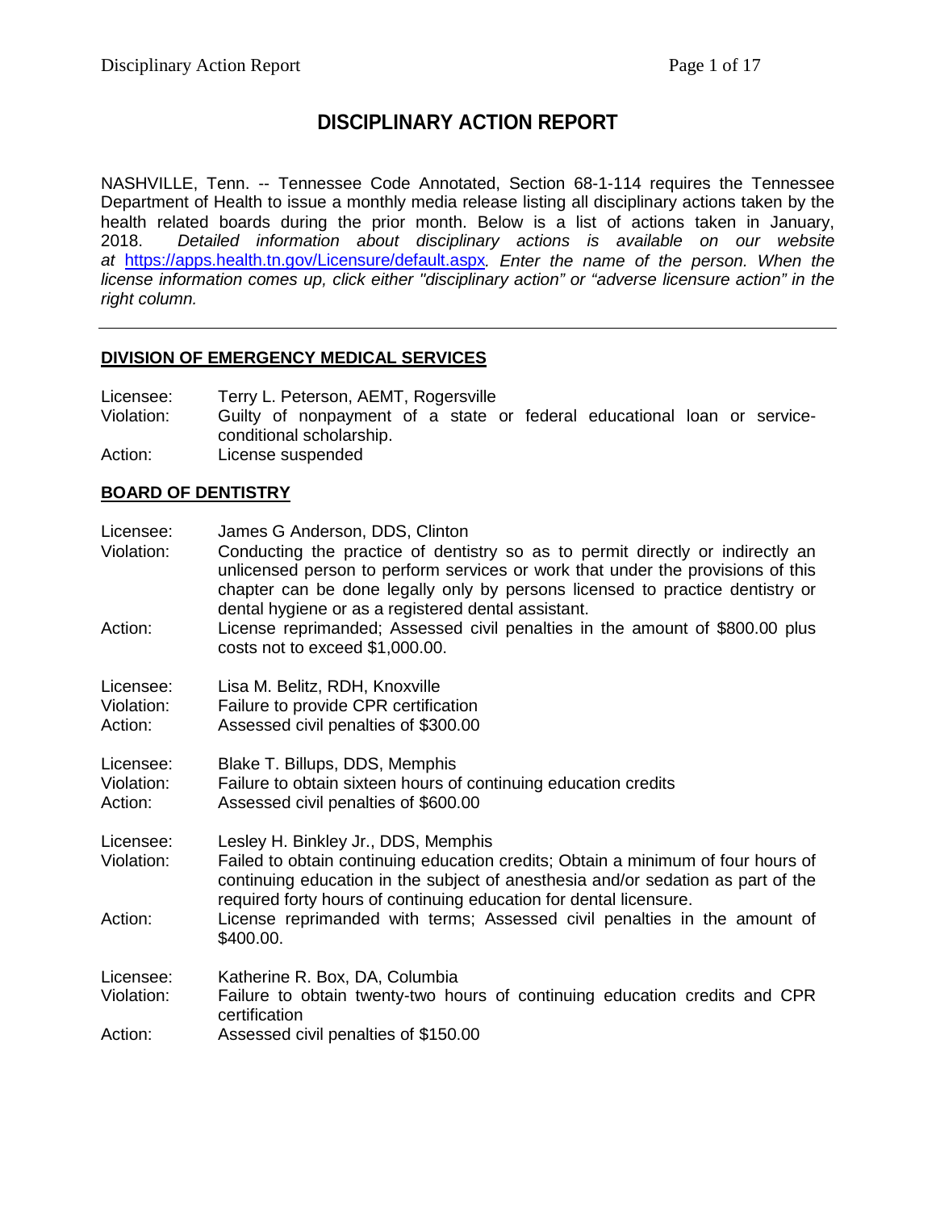# DISCIPLINARY ACTION REPORT

NASHVILLE, Tenn. -- Tennessee Code Annotated, Section 68-1-114 requires the Tennessee Department of Health to issue a monthly media release listing all disciplinary actions taken by the health related boards during the prior month. Below is a list of actions taken in January, 2018. *Detailed information about disciplinary actions is available on our website at* https://apps.health.tn.gov/Licensure/default.aspx*. Enter the name of the person. When the license information comes up, click either "disciplinary action" or "adverse licensure action" in the right column.*

---

## DIVISION OF EMERGENCY MEDICAL SERVICES

Licensee: Terry L. Peterson, AEMT, Rogersville
Violation: Guilty of nonpayment of a state or federal educational loan or service-conditional scholarship.
Action: License suspended

## BOARD OF DENTISTRY

Licensee: James G Anderson, DDS, Clinton
Violation: Conducting the practice of dentistry so as to permit directly or indirectly an unlicensed person to perform services or work that under the provisions of this chapter can be done legally only by persons licensed to practice dentistry or dental hygiene or as a registered dental assistant.
Action: License reprimanded; Assessed civil penalties in the amount of $800.00 plus costs not to exceed $1,000.00.

Licensee: Lisa M. Belitz, RDH, Knoxville
Violation: Failure to provide CPR certification
Action: Assessed civil penalties of $300.00

Licensee: Blake T. Billups, DDS, Memphis
Violation: Failure to obtain sixteen hours of continuing education credits
Action: Assessed civil penalties of $600.00

Licensee: Lesley H. Binkley Jr., DDS, Memphis
Violation: Failed to obtain continuing education credits; Obtain a minimum of four hours of continuing education in the subject of anesthesia and/or sedation as part of the required forty hours of continuing education for dental licensure.
Action: License reprimanded with terms; Assessed civil penalties in the amount of $400.00.

Licensee: Katherine R. Box, DA, Columbia
Violation: Failure to obtain twenty-two hours of continuing education credits and CPR certification
Action: Assessed civil penalties of $150.00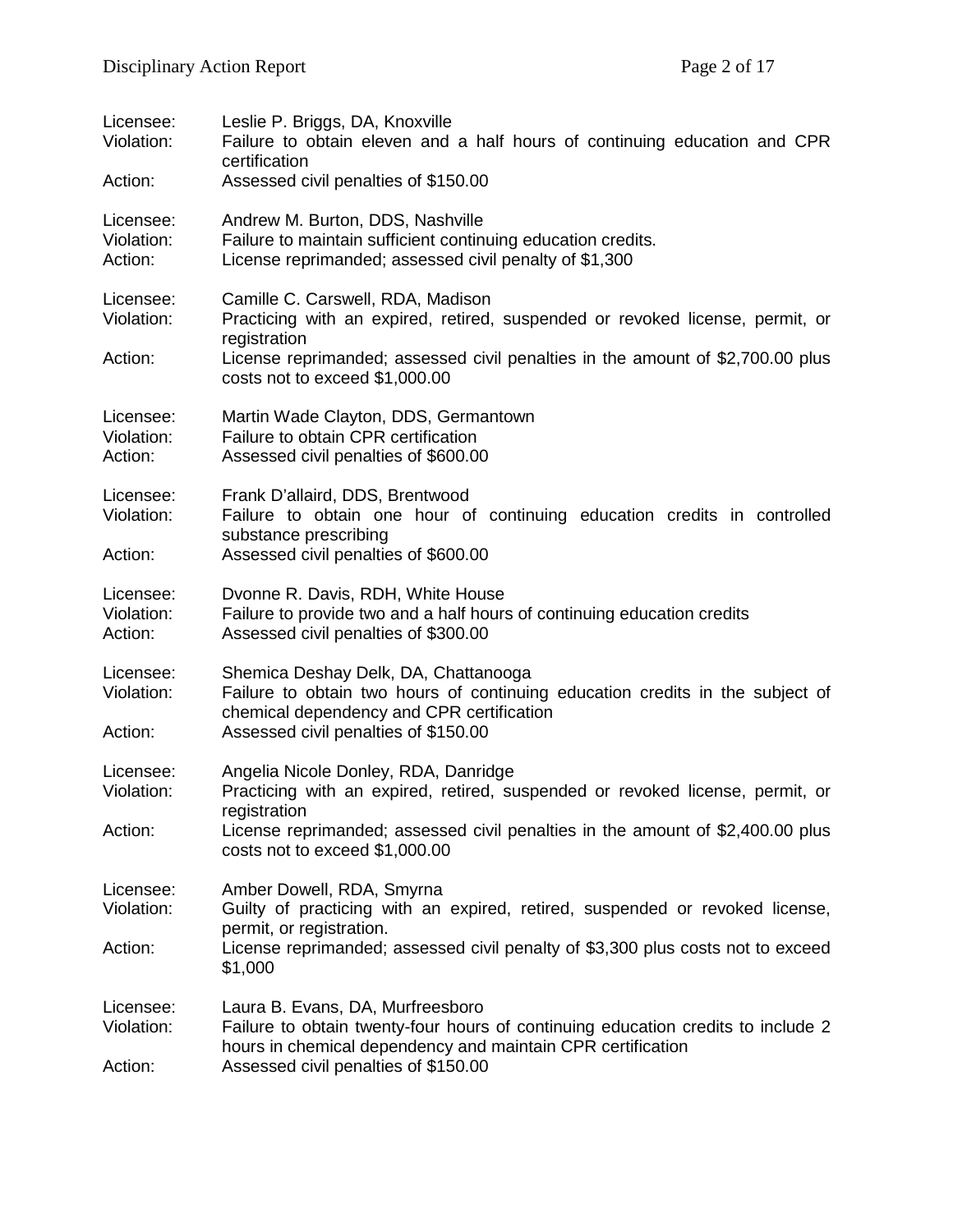Licensee: Leslie P. Briggs, DA, Knoxville
Violation: Failure to obtain eleven and a half hours of continuing education and CPR certification
Action: Assessed civil penalties of $150.00

Licensee: Andrew M. Burton, DDS, Nashville
Violation: Failure to maintain sufficient continuing education credits.
Action: License reprimanded; assessed civil penalty of $1,300

Licensee: Camille C. Carswell, RDA, Madison
Violation: Practicing with an expired, retired, suspended or revoked license, permit, or registration
Action: License reprimanded; assessed civil penalties in the amount of $2,700.00 plus costs not to exceed $1,000.00

Licensee: Martin Wade Clayton, DDS, Germantown
Violation: Failure to obtain CPR certification
Action: Assessed civil penalties of $600.00

Licensee: Frank D'allaird, DDS, Brentwood
Violation: Failure to obtain one hour of continuing education credits in controlled substance prescribing
Action: Assessed civil penalties of $600.00

Licensee: Dvonne R. Davis, RDH, White House
Violation: Failure to provide two and a half hours of continuing education credits
Action: Assessed civil penalties of $300.00

Licensee: Shemica Deshay Delk, DA, Chattanooga
Violation: Failure to obtain two hours of continuing education credits in the subject of chemical dependency and CPR certification
Action: Assessed civil penalties of $150.00

Licensee: Angelia Nicole Donley, RDA, Danridge
Violation: Practicing with an expired, retired, suspended or revoked license, permit, or registration
Action: License reprimanded; assessed civil penalties in the amount of $2,400.00 plus costs not to exceed $1,000.00

Licensee: Amber Dowell, RDA, Smyrna
Violation: Guilty of practicing with an expired, retired, suspended or revoked license, permit, or registration.
Action: License reprimanded; assessed civil penalty of $3,300 plus costs not to exceed $1,000

Licensee: Laura B. Evans, DA, Murfreesboro
Violation: Failure to obtain twenty-four hours of continuing education credits to include 2 hours in chemical dependency and maintain CPR certification
Action: Assessed civil penalties of $150.00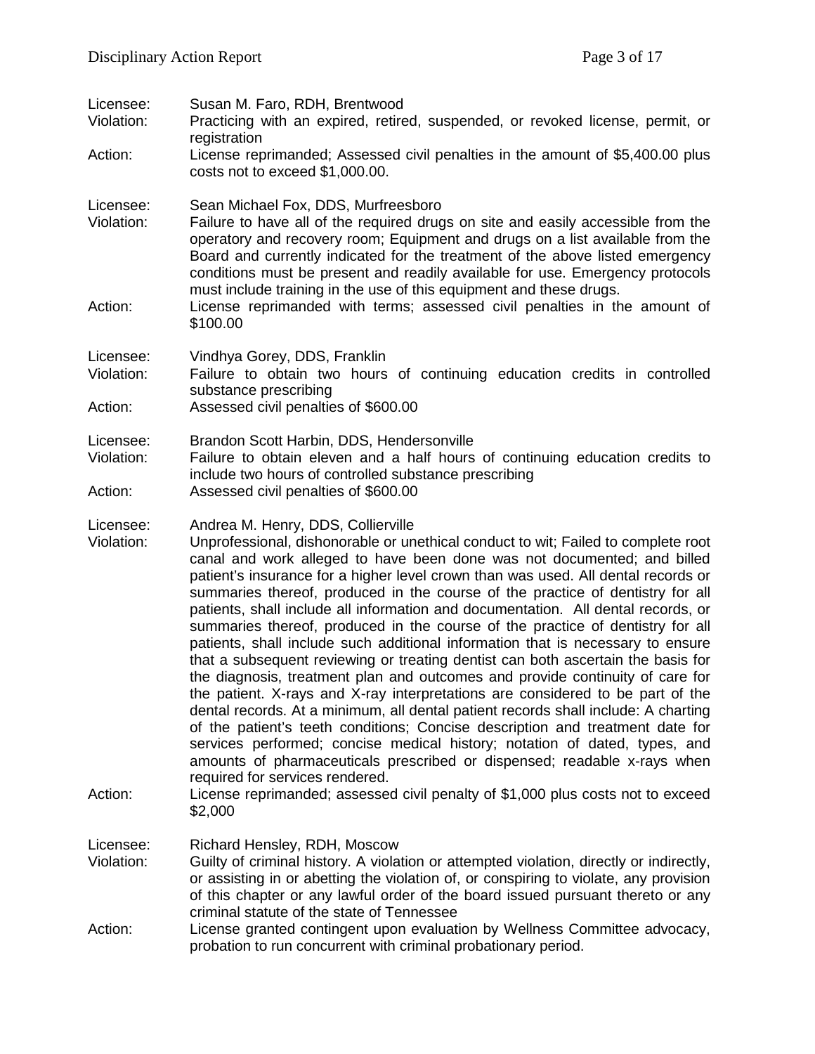Licensee: Susan M. Faro, RDH, Brentwood
Violation: Practicing with an expired, retired, suspended, or revoked license, permit, or registration
Action: License reprimanded; Assessed civil penalties in the amount of $5,400.00 plus costs not to exceed $1,000.00.

Licensee: Sean Michael Fox, DDS, Murfreesboro
Violation: Failure to have all of the required drugs on site and easily accessible from the operatory and recovery room; Equipment and drugs on a list available from the Board and currently indicated for the treatment of the above listed emergency conditions must be present and readily available for use. Emergency protocols must include training in the use of this equipment and these drugs.
Action: License reprimanded with terms; assessed civil penalties in the amount of $100.00

Licensee: Vindhya Gorey, DDS, Franklin
Violation: Failure to obtain two hours of continuing education credits in controlled substance prescribing
Action: Assessed civil penalties of $600.00

Licensee: Brandon Scott Harbin, DDS, Hendersonville
Violation: Failure to obtain eleven and a half hours of continuing education credits to include two hours of controlled substance prescribing
Action: Assessed civil penalties of $600.00

Licensee: Andrea M. Henry, DDS, Collierville
Violation: Unprofessional, dishonorable or unethical conduct to wit; Failed to complete root canal and work alleged to have been done was not documented; and billed patient's insurance for a higher level crown than was used. All dental records or summaries thereof, produced in the course of the practice of dentistry for all patients, shall include all information and documentation. All dental records, or summaries thereof, produced in the course of the practice of dentistry for all patients, shall include such additional information that is necessary to ensure that a subsequent reviewing or treating dentist can both ascertain the basis for the diagnosis, treatment plan and outcomes and provide continuity of care for the patient. X-rays and X-ray interpretations are considered to be part of the dental records. At a minimum, all dental patient records shall include: A charting of the patient's teeth conditions; Concise description and treatment date for services performed; concise medical history; notation of dated, types, and amounts of pharmaceuticals prescribed or dispensed; readable x-rays when required for services rendered.
Action: License reprimanded; assessed civil penalty of $1,000 plus costs not to exceed $2,000

Licensee: Richard Hensley, RDH, Moscow
Violation: Guilty of criminal history. A violation or attempted violation, directly or indirectly, or assisting in or abetting the violation of, or conspiring to violate, any provision of this chapter or any lawful order of the board issued pursuant thereto or any criminal statute of the state of Tennessee
Action: License granted contingent upon evaluation by Wellness Committee advocacy, probation to run concurrent with criminal probationary period.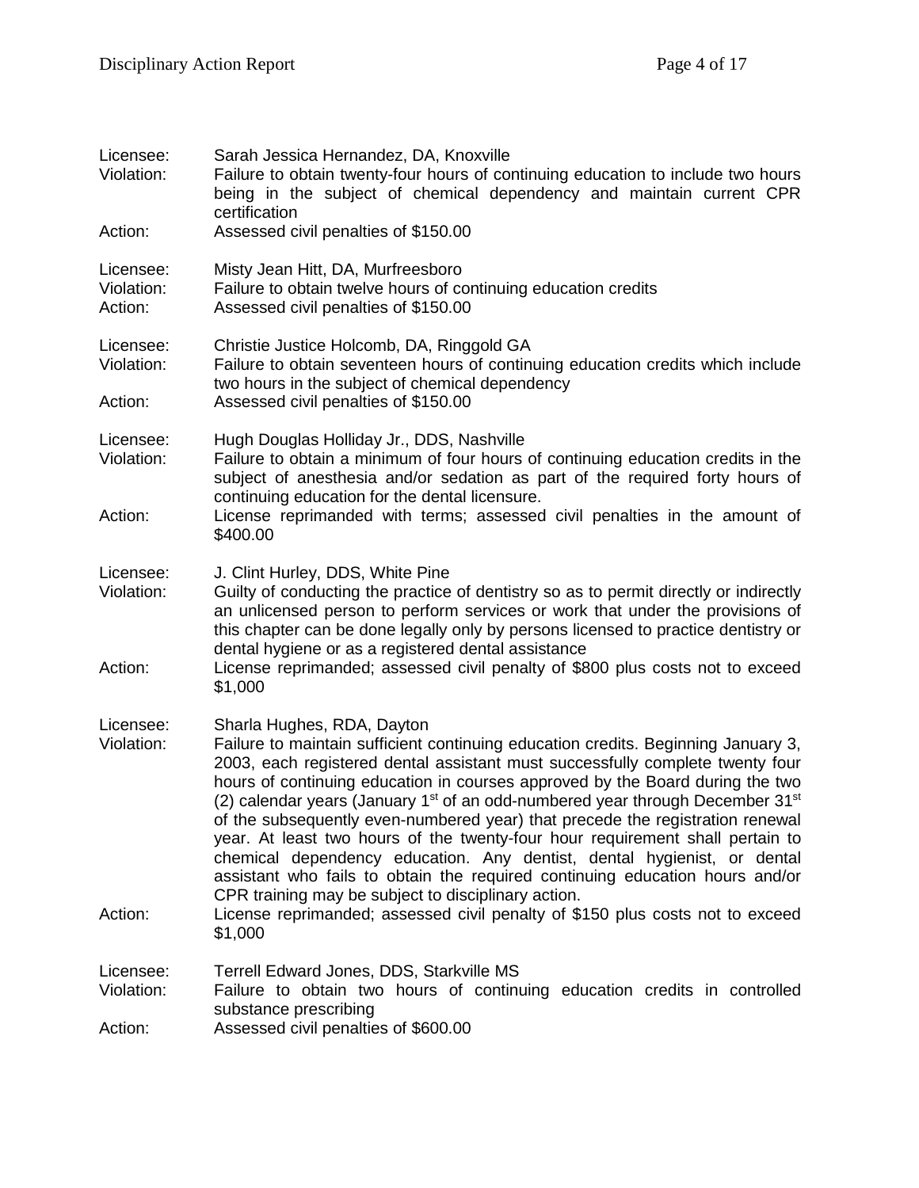Licensee: Sarah Jessica Hernandez, DA, Knoxville
Violation: Failure to obtain twenty-four hours of continuing education to include two hours being in the subject of chemical dependency and maintain current CPR certification
Action: Assessed civil penalties of $150.00

Licensee: Misty Jean Hitt, DA, Murfreesboro
Violation: Failure to obtain twelve hours of continuing education credits
Action: Assessed civil penalties of $150.00

Licensee: Christie Justice Holcomb, DA, Ringgold GA
Violation: Failure to obtain seventeen hours of continuing education credits which include two hours in the subject of chemical dependency
Action: Assessed civil penalties of $150.00

Licensee: Hugh Douglas Holliday Jr., DDS, Nashville
Violation: Failure to obtain a minimum of four hours of continuing education credits in the subject of anesthesia and/or sedation as part of the required forty hours of continuing education for the dental licensure.
Action: License reprimanded with terms; assessed civil penalties in the amount of $400.00

Licensee: J. Clint Hurley, DDS, White Pine
Violation: Guilty of conducting the practice of dentistry so as to permit directly or indirectly an unlicensed person to perform services or work that under the provisions of this chapter can be done legally only by persons licensed to practice dentistry or dental hygiene or as a registered dental assistance
Action: License reprimanded; assessed civil penalty of $800 plus costs not to exceed $1,000

Licensee: Sharla Hughes, RDA, Dayton
Violation: Failure to maintain sufficient continuing education credits. Beginning January 3, 2003, each registered dental assistant must successfully complete twenty four hours of continuing education in courses approved by the Board during the two (2) calendar years (January 1st of an odd-numbered year through December 31st of the subsequently even-numbered year) that precede the registration renewal year. At least two hours of the twenty-four hour requirement shall pertain to chemical dependency education. Any dentist, dental hygienist, or dental assistant who fails to obtain the required continuing education hours and/or CPR training may be subject to disciplinary action.
Action: License reprimanded; assessed civil penalty of $150 plus costs not to exceed $1,000

Licensee: Terrell Edward Jones, DDS, Starkville MS
Violation: Failure to obtain two hours of continuing education credits in controlled substance prescribing
Action: Assessed civil penalties of $600.00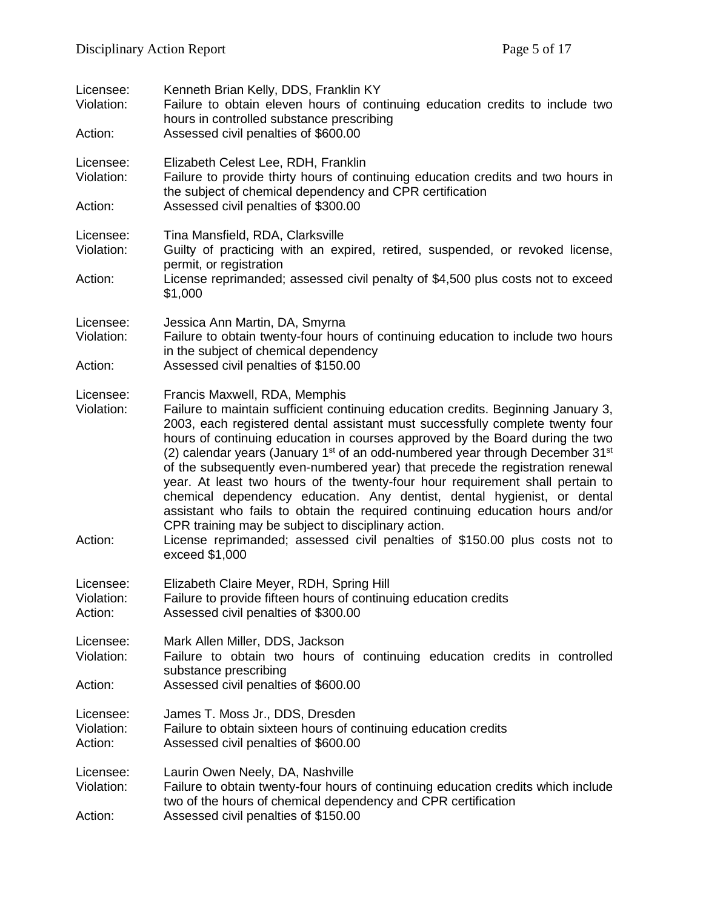Licensee: Kenneth Brian Kelly, DDS, Franklin KY
Violation: Failure to obtain eleven hours of continuing education credits to include two hours in controlled substance prescribing
Action: Assessed civil penalties of $600.00

Licensee: Elizabeth Celest Lee, RDH, Franklin
Violation: Failure to provide thirty hours of continuing education credits and two hours in the subject of chemical dependency and CPR certification
Action: Assessed civil penalties of $300.00

Licensee: Tina Mansfield, RDA, Clarksville
Violation: Guilty of practicing with an expired, retired, suspended, or revoked license, permit, or registration
Action: License reprimanded; assessed civil penalty of $4,500 plus costs not to exceed $1,000

Licensee: Jessica Ann Martin, DA, Smyrna
Violation: Failure to obtain twenty-four hours of continuing education to include two hours in the subject of chemical dependency
Action: Assessed civil penalties of $150.00

Licensee: Francis Maxwell, RDA, Memphis
Violation: Failure to maintain sufficient continuing education credits. Beginning January 3, 2003, each registered dental assistant must successfully complete twenty four hours of continuing education in courses approved by the Board during the two (2) calendar years (January 1st of an odd-numbered year through December 31st of the subsequently even-numbered year) that precede the registration renewal year. At least two hours of the twenty-four hour requirement shall pertain to chemical dependency education. Any dentist, dental hygienist, or dental assistant who fails to obtain the required continuing education hours and/or CPR training may be subject to disciplinary action.
Action: License reprimanded; assessed civil penalties of $150.00 plus costs not to exceed $1,000

Licensee: Elizabeth Claire Meyer, RDH, Spring Hill
Violation: Failure to provide fifteen hours of continuing education credits
Action: Assessed civil penalties of $300.00

Licensee: Mark Allen Miller, DDS, Jackson
Violation: Failure to obtain two hours of continuing education credits in controlled substance prescribing
Action: Assessed civil penalties of $600.00

Licensee: James T. Moss Jr., DDS, Dresden
Violation: Failure to obtain sixteen hours of continuing education credits
Action: Assessed civil penalties of $600.00

Licensee: Laurin Owen Neely, DA, Nashville
Violation: Failure to obtain twenty-four hours of continuing education credits which include two of the hours of chemical dependency and CPR certification
Action: Assessed civil penalties of $150.00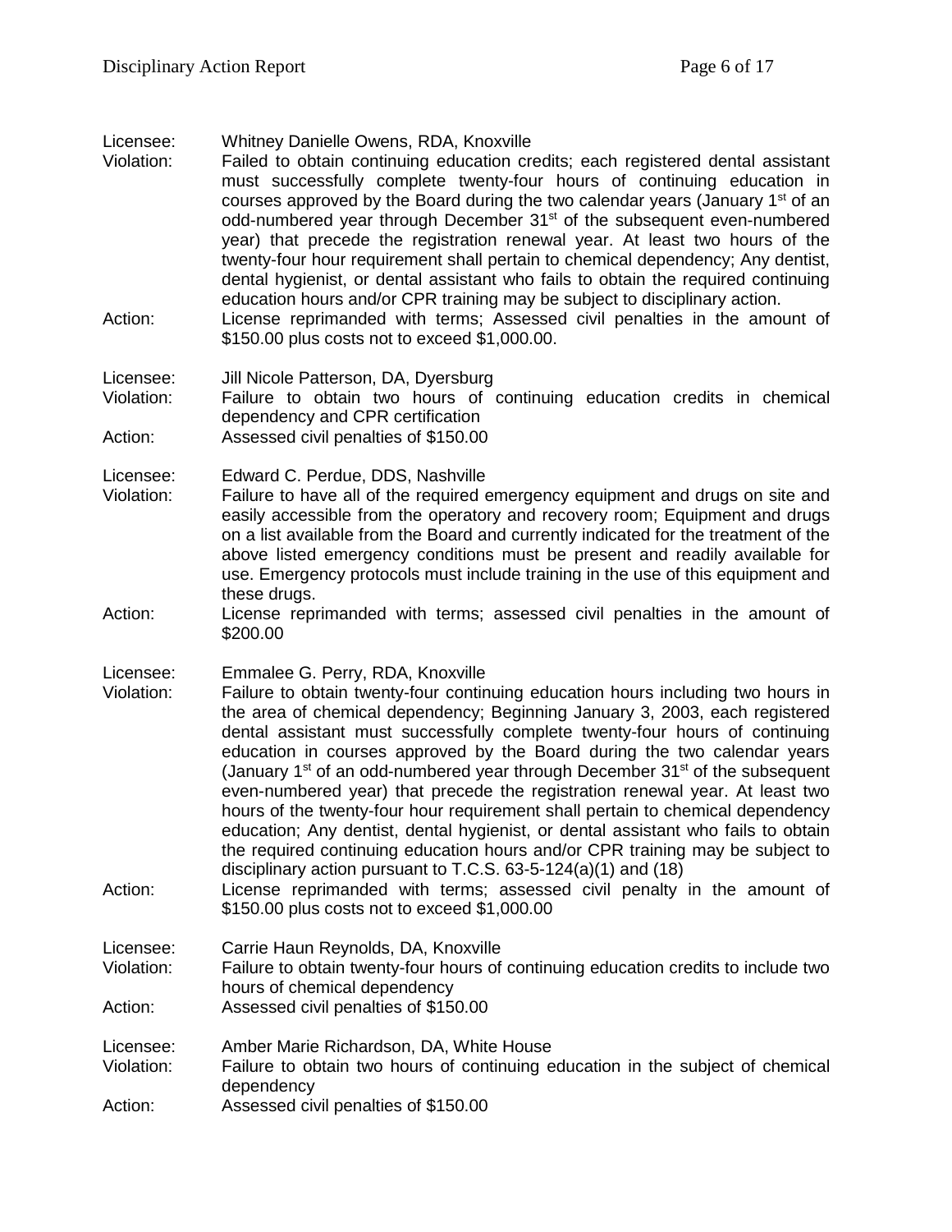Licensee: Whitney Danielle Owens, RDA, Knoxville
Violation: Failed to obtain continuing education credits; each registered dental assistant must successfully complete twenty-four hours of continuing education in courses approved by the Board during the two calendar years (January 1st of an odd-numbered year through December 31st of the subsequent even-numbered year) that precede the registration renewal year. At least two hours of the twenty-four hour requirement shall pertain to chemical dependency; Any dentist, dental hygienist, or dental assistant who fails to obtain the required continuing education hours and/or CPR training may be subject to disciplinary action.
Action: License reprimanded with terms; Assessed civil penalties in the amount of $150.00 plus costs not to exceed $1,000.00.

Licensee: Jill Nicole Patterson, DA, Dyersburg
Violation: Failure to obtain two hours of continuing education credits in chemical dependency and CPR certification
Action: Assessed civil penalties of $150.00

Licensee: Edward C. Perdue, DDS, Nashville
Violation: Failure to have all of the required emergency equipment and drugs on site and easily accessible from the operatory and recovery room; Equipment and drugs on a list available from the Board and currently indicated for the treatment of the above listed emergency conditions must be present and readily available for use. Emergency protocols must include training in the use of this equipment and these drugs.
Action: License reprimanded with terms; assessed civil penalties in the amount of $200.00

Licensee: Emmalee G. Perry, RDA, Knoxville
Violation: Failure to obtain twenty-four continuing education hours including two hours in the area of chemical dependency; Beginning January 3, 2003, each registered dental assistant must successfully complete twenty-four hours of continuing education in courses approved by the Board during the two calendar years (January 1st of an odd-numbered year through December 31st of the subsequent even-numbered year) that precede the registration renewal year. At least two hours of the twenty-four hour requirement shall pertain to chemical dependency education; Any dentist, dental hygienist, or dental assistant who fails to obtain the required continuing education hours and/or CPR training may be subject to disciplinary action pursuant to T.C.S. 63-5-124(a)(1) and (18)
Action: License reprimanded with terms; assessed civil penalty in the amount of $150.00 plus costs not to exceed $1,000.00

Licensee: Carrie Haun Reynolds, DA, Knoxville
Violation: Failure to obtain twenty-four hours of continuing education credits to include two hours of chemical dependency
Action: Assessed civil penalties of $150.00

Licensee: Amber Marie Richardson, DA, White House
Violation: Failure to obtain two hours of continuing education in the subject of chemical dependency
Action: Assessed civil penalties of $150.00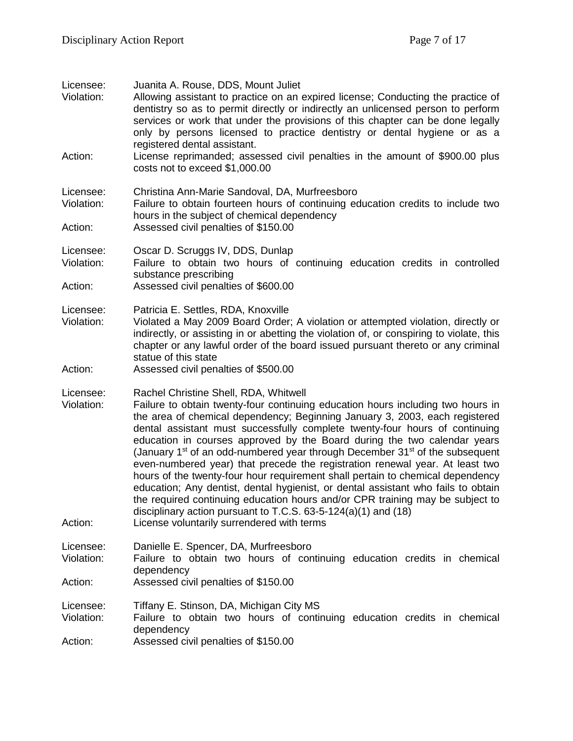Licensee: Juanita A. Rouse, DDS, Mount Juliet
Violation: Allowing assistant to practice on an expired license; Conducting the practice of dentistry so as to permit directly or indirectly an unlicensed person to perform services or work that under the provisions of this chapter can be done legally only by persons licensed to practice dentistry or dental hygiene or as a registered dental assistant.
Action: License reprimanded; assessed civil penalties in the amount of $900.00 plus costs not to exceed $1,000.00

Licensee: Christina Ann-Marie Sandoval, DA, Murfreesboro
Violation: Failure to obtain fourteen hours of continuing education credits to include two hours in the subject of chemical dependency
Action: Assessed civil penalties of $150.00

Licensee: Oscar D. Scruggs IV, DDS, Dunlap
Violation: Failure to obtain two hours of continuing education credits in controlled substance prescribing
Action: Assessed civil penalties of $600.00

Licensee: Patricia E. Settles, RDA, Knoxville
Violation: Violated a May 2009 Board Order; A violation or attempted violation, directly or indirectly, or assisting in or abetting the violation of, or conspiring to violate, this chapter or any lawful order of the board issued pursuant thereto or any criminal statue of this state
Action: Assessed civil penalties of $500.00

Licensee: Rachel Christine Shell, RDA, Whitwell
Violation: Failure to obtain twenty-four continuing education hours including two hours in the area of chemical dependency; Beginning January 3, 2003, each registered dental assistant must successfully complete twenty-four hours of continuing education in courses approved by the Board during the two calendar years (January 1st of an odd-numbered year through December 31st of the subsequent even-numbered year) that precede the registration renewal year. At least two hours of the twenty-four hour requirement shall pertain to chemical dependency education; Any dentist, dental hygienist, or dental assistant who fails to obtain the required continuing education hours and/or CPR training may be subject to disciplinary action pursuant to T.C.S. 63-5-124(a)(1) and (18)
Action: License voluntarily surrendered with terms

Licensee: Danielle E. Spencer, DA, Murfreesboro
Violation: Failure to obtain two hours of continuing education credits in chemical dependency
Action: Assessed civil penalties of $150.00

Licensee: Tiffany E. Stinson, DA, Michigan City MS
Violation: Failure to obtain two hours of continuing education credits in chemical dependency
Action: Assessed civil penalties of $150.00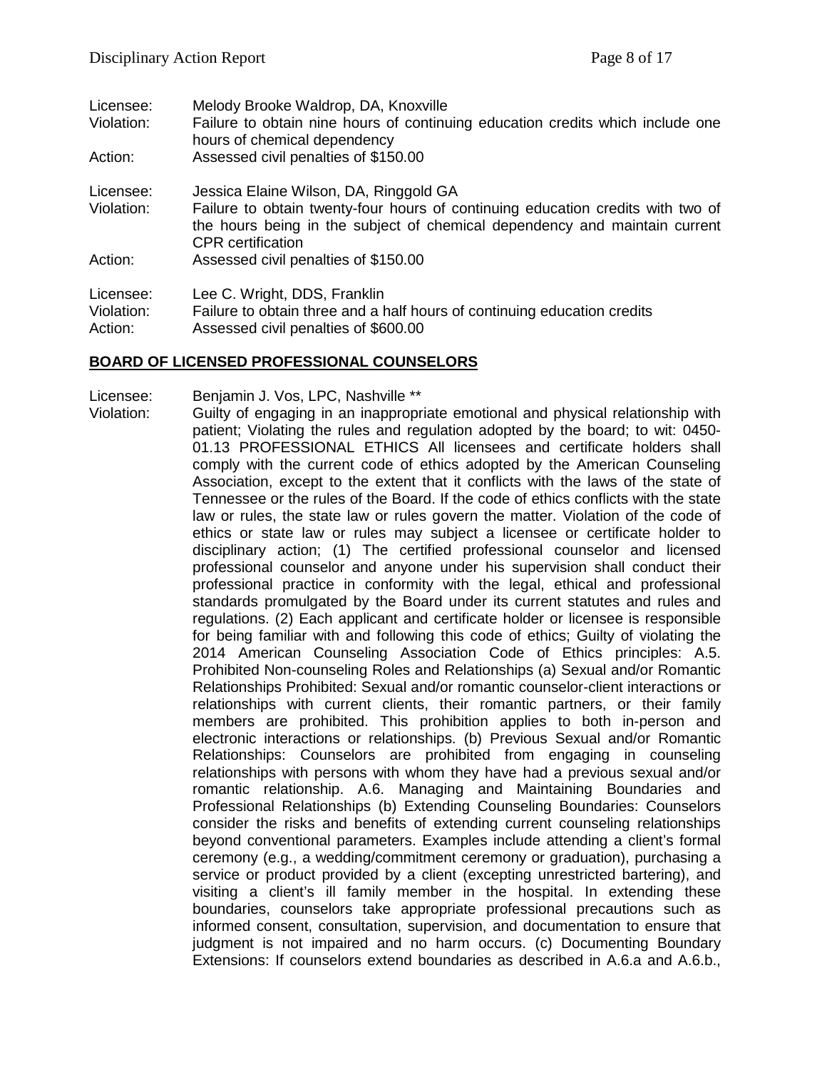Licensee: Melody Brooke Waldrop, DA, Knoxville
Violation: Failure to obtain nine hours of continuing education credits which include one hours of chemical dependency
Action: Assessed civil penalties of $150.00

Licensee: Jessica Elaine Wilson, DA, Ringgold GA
Violation: Failure to obtain twenty-four hours of continuing education credits with two of the hours being in the subject of chemical dependency and maintain current CPR certification
Action: Assessed civil penalties of $150.00

Licensee: Lee C. Wright, DDS, Franklin
Violation: Failure to obtain three and a half hours of continuing education credits
Action: Assessed civil penalties of $600.00

## BOARD OF LICENSED PROFESSIONAL COUNSELORS

Licensee: Benjamin J. Vos, LPC, Nashville **
Violation: Guilty of engaging in an inappropriate emotional and physical relationship with patient; Violating the rules and regulation adopted by the board; to wit: 0450-01.13 PROFESSIONAL ETHICS All licensees and certificate holders shall comply with the current code of ethics adopted by the American Counseling Association, except to the extent that it conflicts with the laws of the state of Tennessee or the rules of the Board. If the code of ethics conflicts with the state law or rules, the state law or rules govern the matter. Violation of the code of ethics or state law or rules may subject a licensee or certificate holder to disciplinary action; (1) The certified professional counselor and licensed professional counselor and anyone under his supervision shall conduct their professional practice in conformity with the legal, ethical and professional standards promulgated by the Board under its current statutes and rules and regulations. (2) Each applicant and certificate holder or licensee is responsible for being familiar with and following this code of ethics; Guilty of violating the 2014 American Counseling Association Code of Ethics principles: A.5. Prohibited Non-counseling Roles and Relationships (a) Sexual and/or Romantic Relationships Prohibited: Sexual and/or romantic counselor-client interactions or relationships with current clients, their romantic partners, or their family members are prohibited. This prohibition applies to both in-person and electronic interactions or relationships. (b) Previous Sexual and/or Romantic Relationships: Counselors are prohibited from engaging in counseling relationships with persons with whom they have had a previous sexual and/or romantic relationship. A.6. Managing and Maintaining Boundaries and Professional Relationships (b) Extending Counseling Boundaries: Counselors consider the risks and benefits of extending current counseling relationships beyond conventional parameters. Examples include attending a client's formal ceremony (e.g., a wedding/commitment ceremony or graduation), purchasing a service or product provided by a client (excepting unrestricted bartering), and visiting a client's ill family member in the hospital. In extending these boundaries, counselors take appropriate professional precautions such as informed consent, consultation, supervision, and documentation to ensure that judgment is not impaired and no harm occurs. (c) Documenting Boundary Extensions: If counselors extend boundaries as described in A.6.a and A.6.b.,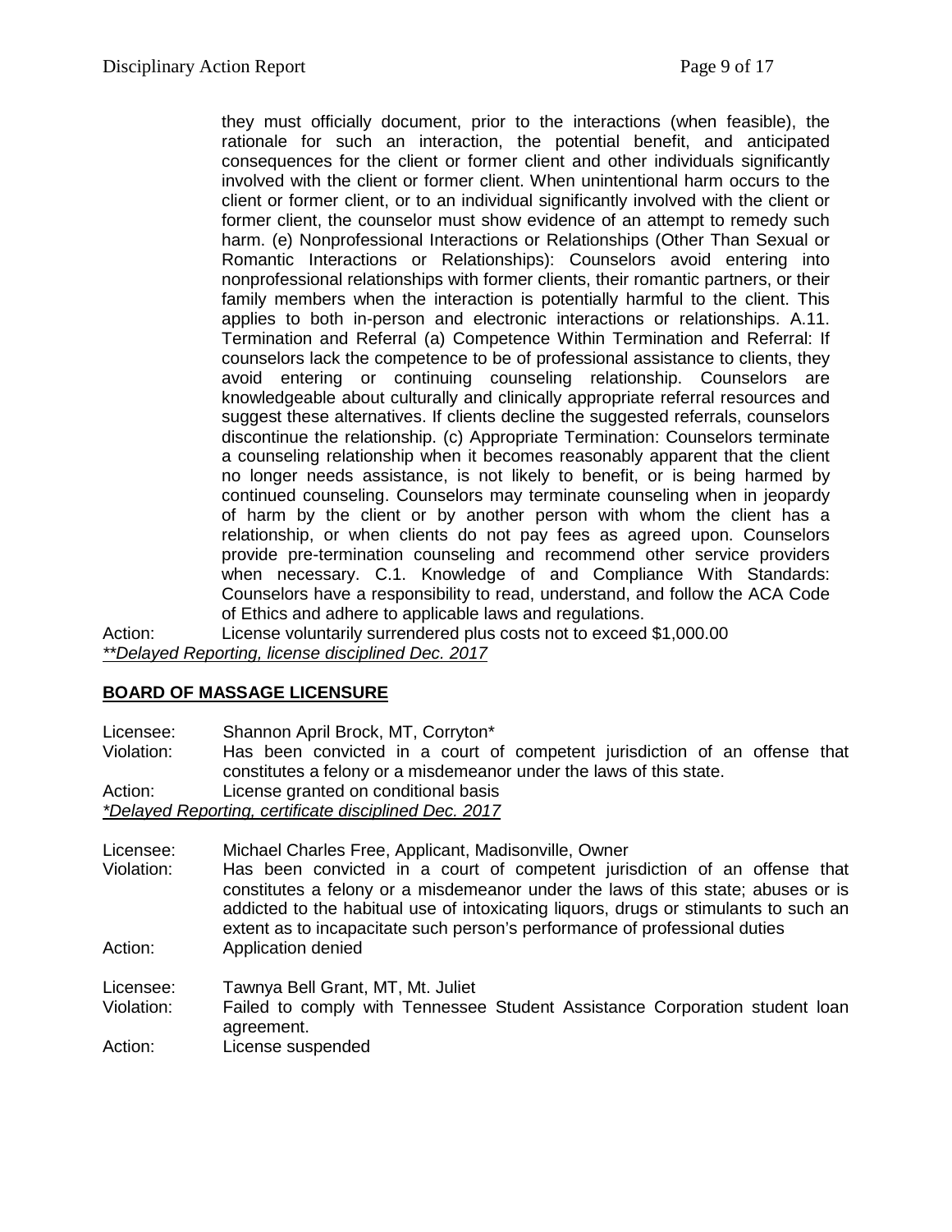they must officially document, prior to the interactions (when feasible), the rationale for such an interaction, the potential benefit, and anticipated consequences for the client or former client and other individuals significantly involved with the client or former client. When unintentional harm occurs to the client or former client, or to an individual significantly involved with the client or former client, the counselor must show evidence of an attempt to remedy such harm. (e) Nonprofessional Interactions or Relationships (Other Than Sexual or Romantic Interactions or Relationships): Counselors avoid entering into nonprofessional relationships with former clients, their romantic partners, or their family members when the interaction is potentially harmful to the client. This applies to both in-person and electronic interactions or relationships. A.11. Termination and Referral (a) Competence Within Termination and Referral: If counselors lack the competence to be of professional assistance to clients, they avoid entering or continuing counseling relationship. Counselors are knowledgeable about culturally and clinically appropriate referral resources and suggest these alternatives. If clients decline the suggested referrals, counselors discontinue the relationship. (c) Appropriate Termination: Counselors terminate a counseling relationship when it becomes reasonably apparent that the client no longer needs assistance, is not likely to benefit, or is being harmed by continued counseling. Counselors may terminate counseling when in jeopardy of harm by the client or by another person with whom the client has a relationship, or when clients do not pay fees as agreed upon. Counselors provide pre-termination counseling and recommend other service providers when necessary. C.1. Knowledge of and Compliance With Standards: Counselors have a responsibility to read, understand, and follow the ACA Code of Ethics and adhere to applicable laws and regulations.

Action: License voluntarily surrendered plus costs not to exceed $1,000.00

*<u>**Delayed Reporting, license disciplined Dec. 2017</u>*

## **BOARD OF MASSAGE LICENSURE**

Licensee: Shannon April Brock, MT, Corryton*
Violation: Has been convicted in a court of competent jurisdiction of an offense that constitutes a felony or a misdemeanor under the laws of this state.
Action: License granted on conditional basis

*<u>*Delayed Reporting, certificate disciplined Dec. 2017</u>*

Licensee: Michael Charles Free, Applicant, Madisonville, Owner
Violation: Has been convicted in a court of competent jurisdiction of an offense that constitutes a felony or a misdemeanor under the laws of this state; abuses or is addicted to the habitual use of intoxicating liquors, drugs or stimulants to such an extent as to incapacitate such person's performance of professional duties
Action: Application denied

Licensee: Tawnya Bell Grant, MT, Mt. Juliet
Violation: Failed to comply with Tennessee Student Assistance Corporation student loan agreement.
Action: License suspended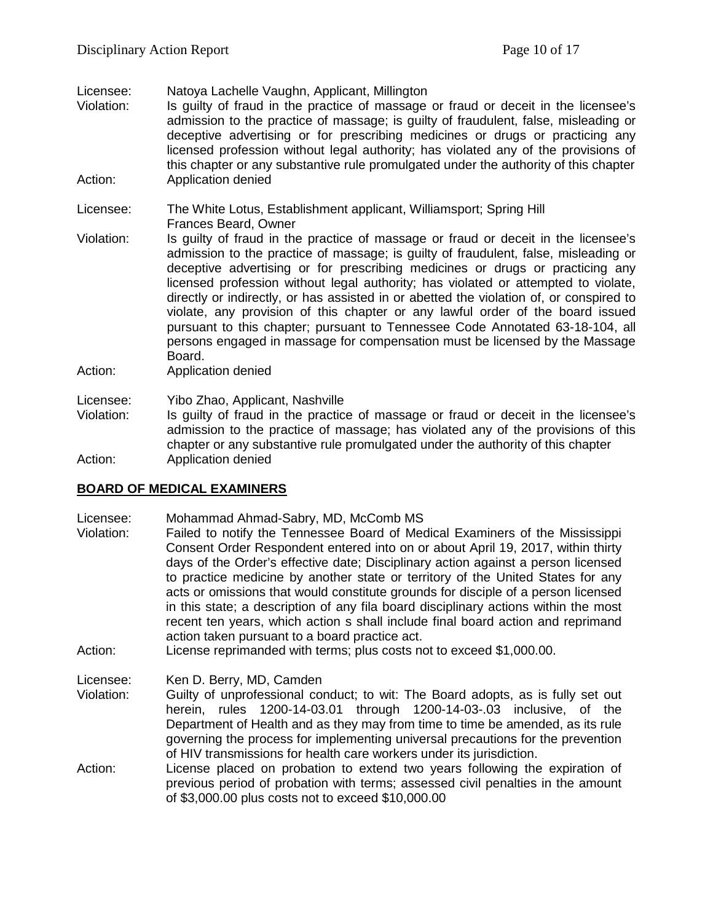Licensee: Natoya Lachelle Vaughn, Applicant, Millington

Violation: Is guilty of fraud in the practice of massage or fraud or deceit in the licensee's admission to the practice of massage; is guilty of fraudulent, false, misleading or deceptive advertising or for prescribing medicines or drugs or practicing any licensed profession without legal authority; has violated any of the provisions of this chapter or any substantive rule promulgated under the authority of this chapter

Action: Application denied

Licensee: The White Lotus, Establishment applicant, Williamsport; Spring Hill
Frances Beard, Owner

Violation: Is guilty of fraud in the practice of massage or fraud or deceit in the licensee's admission to the practice of massage; is guilty of fraudulent, false, misleading or deceptive advertising or for prescribing medicines or drugs or practicing any licensed profession without legal authority; has violated or attempted to violate, directly or indirectly, or has assisted in or abetted the violation of, or conspired to violate, any provision of this chapter or any lawful order of the board issued pursuant to this chapter; pursuant to Tennessee Code Annotated 63-18-104, all persons engaged in massage for compensation must be licensed by the Massage Board.

Action: Application denied

Licensee: Yibo Zhao, Applicant, Nashville

Violation: Is guilty of fraud in the practice of massage or fraud or deceit in the licensee's admission to the practice of massage; has violated any of the provisions of this chapter or any substantive rule promulgated under the authority of this chapter

Action: Application denied

## BOARD OF MEDICAL EXAMINERS

Licensee: Mohammad Ahmad-Sabry, MD, McComb MS

Violation: Failed to notify the Tennessee Board of Medical Examiners of the Mississippi Consent Order Respondent entered into on or about April 19, 2017, within thirty days of the Order's effective date; Disciplinary action against a person licensed to practice medicine by another state or territory of the United States for any acts or omissions that would constitute grounds for disciple of a person licensed in this state; a description of any fila board disciplinary actions within the most recent ten years, which action s shall include final board action and reprimand action taken pursuant to a board practice act.

Action: License reprimanded with terms; plus costs not to exceed $1,000.00.

Licensee: Ken D. Berry, MD, Camden

Violation: Guilty of unprofessional conduct; to wit: The Board adopts, as is fully set out herein, rules 1200-14-03.01 through 1200-14-03-.03 inclusive, of the Department of Health and as they may from time to time be amended, as its rule governing the process for implementing universal precautions for the prevention of HIV transmissions for health care workers under its jurisdiction.

Action: License placed on probation to extend two years following the expiration of previous period of probation with terms; assessed civil penalties in the amount of $3,000.00 plus costs not to exceed $10,000.00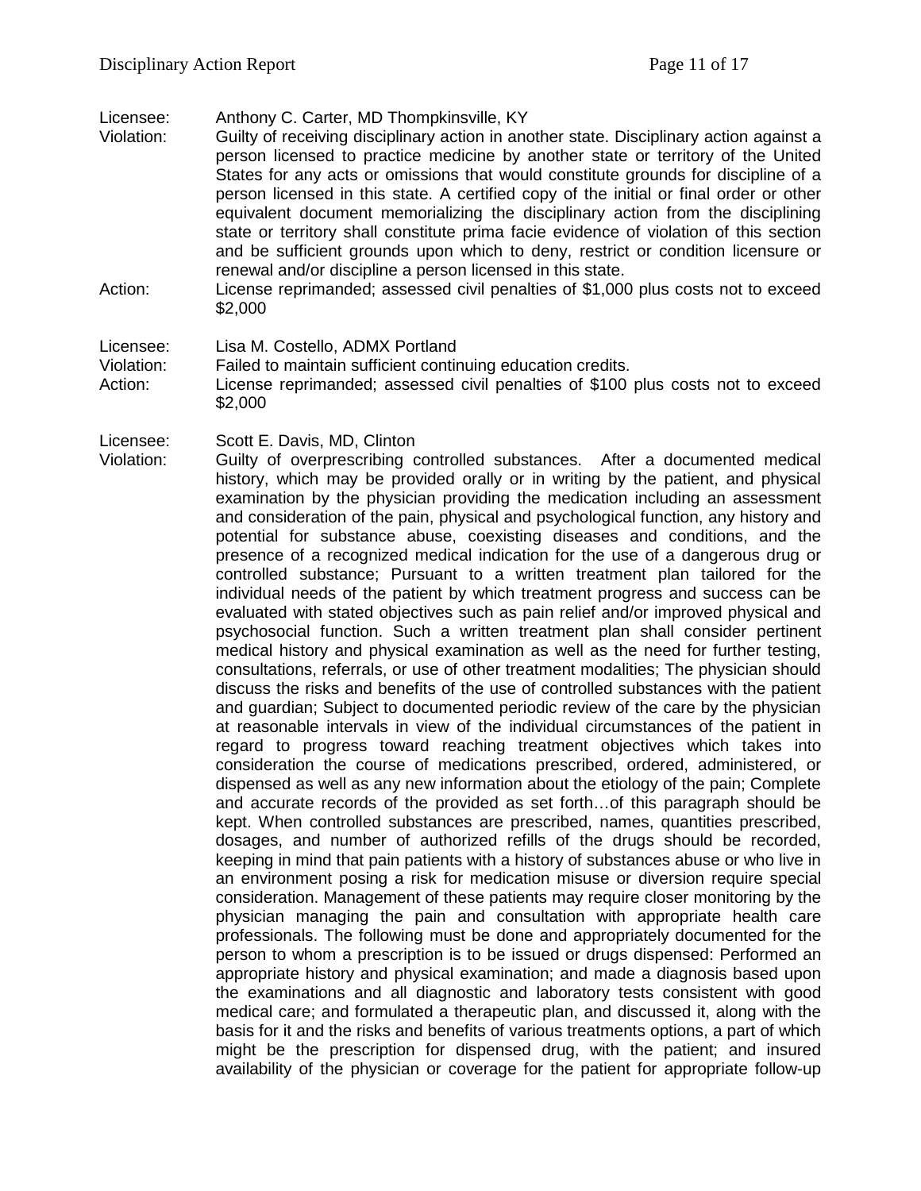Licensee: Anthony C. Carter, MD Thompkinsville, KY
Violation: Guilty of receiving disciplinary action in another state. Disciplinary action against a person licensed to practice medicine by another state or territory of the United States for any acts or omissions that would constitute grounds for discipline of a person licensed in this state. A certified copy of the initial or final order or other equivalent document memorializing the disciplinary action from the disciplining state or territory shall constitute prima facie evidence of violation of this section and be sufficient grounds upon which to deny, restrict or condition licensure or renewal and/or discipline a person licensed in this state.
Action: License reprimanded; assessed civil penalties of $1,000 plus costs not to exceed $2,000

Licensee: Lisa M. Costello, ADMX Portland
Violation: Failed to maintain sufficient continuing education credits.
Action: License reprimanded; assessed civil penalties of $100 plus costs not to exceed $2,000

Licensee: Scott E. Davis, MD, Clinton
Violation: Guilty of overprescribing controlled substances. After a documented medical history, which may be provided orally or in writing by the patient, and physical examination by the physician providing the medication including an assessment and consideration of the pain, physical and psychological function, any history and potential for substance abuse, coexisting diseases and conditions, and the presence of a recognized medical indication for the use of a dangerous drug or controlled substance; Pursuant to a written treatment plan tailored for the individual needs of the patient by which treatment progress and success can be evaluated with stated objectives such as pain relief and/or improved physical and psychosocial function. Such a written treatment plan shall consider pertinent medical history and physical examination as well as the need for further testing, consultations, referrals, or use of other treatment modalities; The physician should discuss the risks and benefits of the use of controlled substances with the patient and guardian; Subject to documented periodic review of the care by the physician at reasonable intervals in view of the individual circumstances of the patient in regard to progress toward reaching treatment objectives which takes into consideration the course of medications prescribed, ordered, administered, or dispensed as well as any new information about the etiology of the pain; Complete and accurate records of the provided as set forth…of this paragraph should be kept. When controlled substances are prescribed, names, quantities prescribed, dosages, and number of authorized refills of the drugs should be recorded, keeping in mind that pain patients with a history of substances abuse or who live in an environment posing a risk for medication misuse or diversion require special consideration. Management of these patients may require closer monitoring by the physician managing the pain and consultation with appropriate health care professionals. The following must be done and appropriately documented for the person to whom a prescription is to be issued or drugs dispensed: Performed an appropriate history and physical examination; and made a diagnosis based upon the examinations and all diagnostic and laboratory tests consistent with good medical care; and formulated a therapeutic plan, and discussed it, along with the basis for it and the risks and benefits of various treatments options, a part of which might be the prescription for dispensed drug, with the patient; and insured availability of the physician or coverage for the patient for appropriate follow-up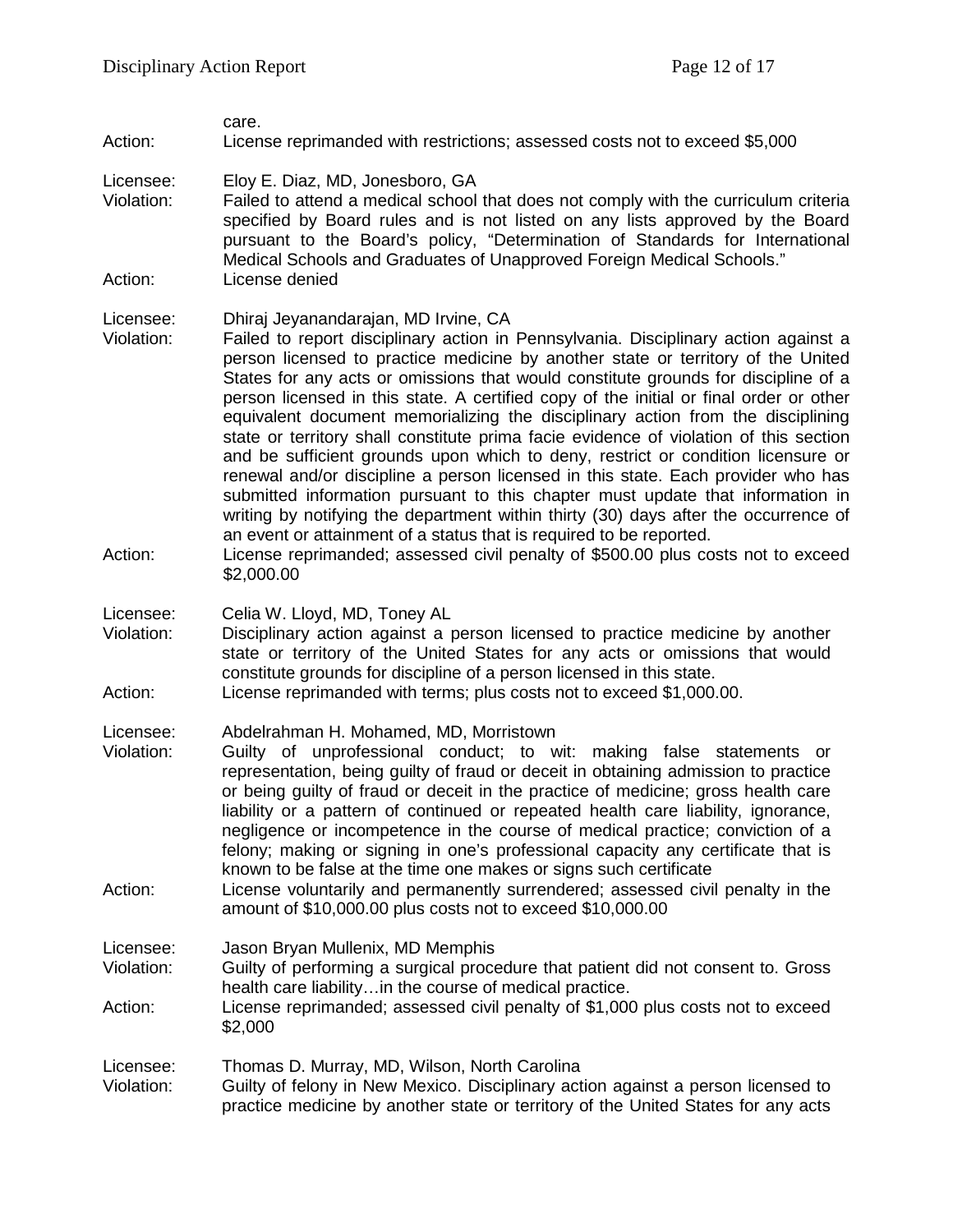care.

Action: License reprimanded with restrictions; assessed costs not to exceed $5,000

Licensee: Eloy E. Diaz, MD, Jonesboro, GA
Violation: Failed to attend a medical school that does not comply with the curriculum criteria specified by Board rules and is not listed on any lists approved by the Board pursuant to the Board's policy, "Determination of Standards for International Medical Schools and Graduates of Unapproved Foreign Medical Schools."
Action: License denied

Licensee: Dhiraj Jeyanandarajan, MD Irvine, CA
Violation: Failed to report disciplinary action in Pennsylvania. Disciplinary action against a person licensed to practice medicine by another state or territory of the United States for any acts or omissions that would constitute grounds for discipline of a person licensed in this state. A certified copy of the initial or final order or other equivalent document memorializing the disciplinary action from the disciplining state or territory shall constitute prima facie evidence of violation of this section and be sufficient grounds upon which to deny, restrict or condition licensure or renewal and/or discipline a person licensed in this state. Each provider who has submitted information pursuant to this chapter must update that information in writing by notifying the department within thirty (30) days after the occurrence of an event or attainment of a status that is required to be reported.
Action: License reprimanded; assessed civil penalty of $500.00 plus costs not to exceed $2,000.00

Licensee: Celia W. Lloyd, MD, Toney AL
Violation: Disciplinary action against a person licensed to practice medicine by another state or territory of the United States for any acts or omissions that would constitute grounds for discipline of a person licensed in this state.
Action: License reprimanded with terms; plus costs not to exceed $1,000.00.

Licensee: Abdelrahman H. Mohamed, MD, Morristown
Violation: Guilty of unprofessional conduct; to wit: making false statements or representation, being guilty of fraud or deceit in obtaining admission to practice or being guilty of fraud or deceit in the practice of medicine; gross health care liability or a pattern of continued or repeated health care liability, ignorance, negligence or incompetence in the course of medical practice; conviction of a felony; making or signing in one's professional capacity any certificate that is known to be false at the time one makes or signs such certificate
Action: License voluntarily and permanently surrendered; assessed civil penalty in the amount of $10,000.00 plus costs not to exceed $10,000.00

Licensee: Jason Bryan Mullenix, MD Memphis
Violation: Guilty of performing a surgical procedure that patient did not consent to. Gross health care liability…in the course of medical practice.
Action: License reprimanded; assessed civil penalty of $1,000 plus costs not to exceed $2,000

Licensee: Thomas D. Murray, MD, Wilson, North Carolina
Violation: Guilty of felony in New Mexico. Disciplinary action against a person licensed to practice medicine by another state or territory of the United States for any acts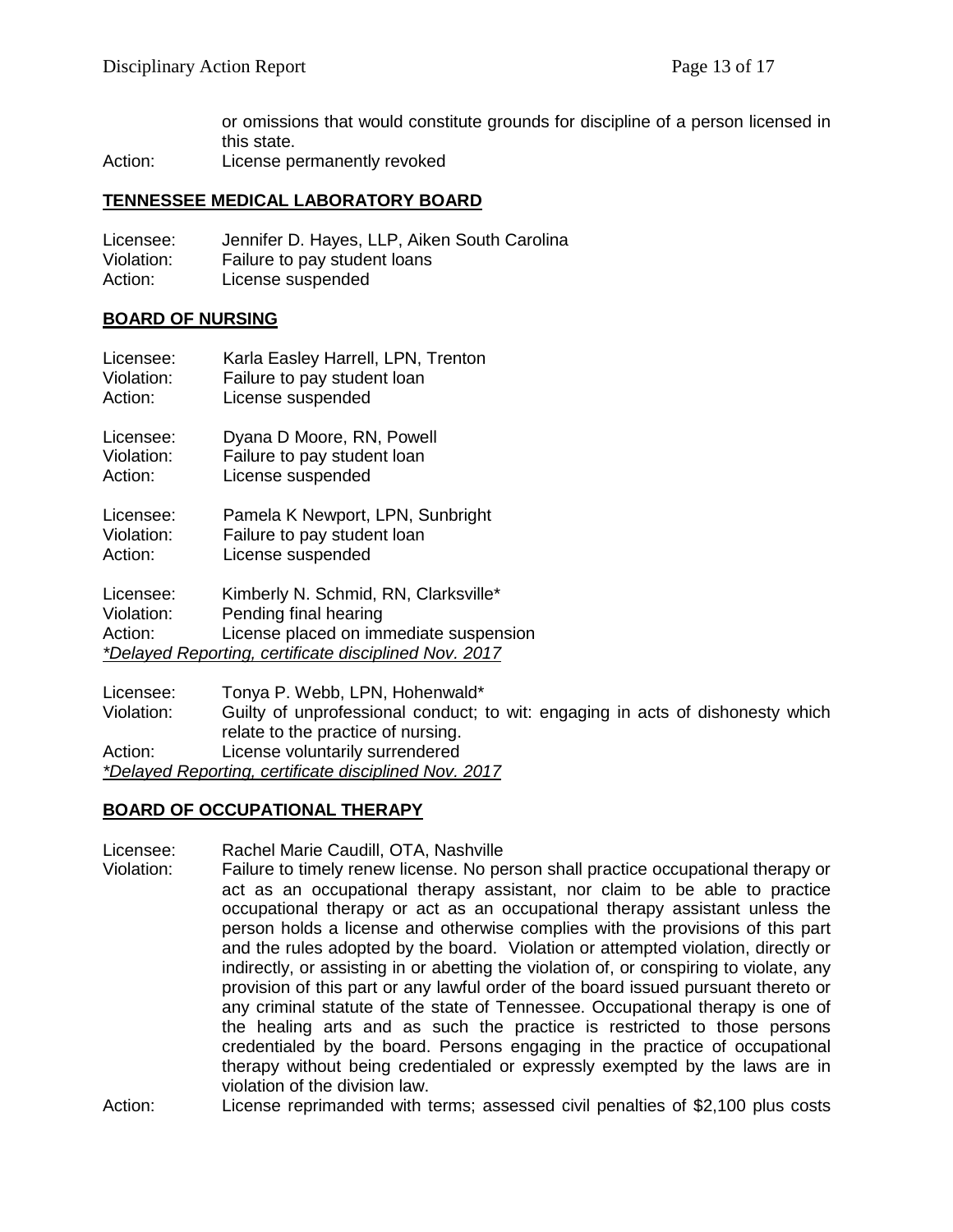or omissions that would constitute grounds for discipline of a person licensed in this state.

Action: License permanently revoked

## TENNESSEE MEDICAL LABORATORY BOARD

Licensee: Jennifer D. Hayes, LLP, Aiken South Carolina
Violation: Failure to pay student loans
Action: License suspended

## BOARD OF NURSING

Licensee: Karla Easley Harrell, LPN, Trenton
Violation: Failure to pay student loan
Action: License suspended

Licensee: Dyana D Moore, RN, Powell
Violation: Failure to pay student loan
Action: License suspended

Licensee: Pamela K Newport, LPN, Sunbright
Violation: Failure to pay student loan
Action: License suspended

Licensee: Kimberly N. Schmid, RN, Clarksville*
Violation: Pending final hearing
Action: License placed on immediate suspension
*Delayed Reporting, certificate disciplined Nov. 2017*

Licensee: Tonya P. Webb, LPN, Hohenwald*
Violation: Guilty of unprofessional conduct; to wit: engaging in acts of dishonesty which relate to the practice of nursing.
Action: License voluntarily surrendered
*Delayed Reporting, certificate disciplined Nov. 2017*

## BOARD OF OCCUPATIONAL THERAPY

Licensee: Rachel Marie Caudill, OTA, Nashville
Violation: Failure to timely renew license. No person shall practice occupational therapy or act as an occupational therapy assistant, nor claim to be able to practice occupational therapy or act as an occupational therapy assistant unless the person holds a license and otherwise complies with the provisions of this part and the rules adopted by the board. Violation or attempted violation, directly or indirectly, or assisting in or abetting the violation of, or conspiring to violate, any provision of this part or any lawful order of the board issued pursuant thereto or any criminal statute of the state of Tennessee. Occupational therapy is one of the healing arts and as such the practice is restricted to those persons credentialed by the board. Persons engaging in the practice of occupational therapy without being credentialed or expressly exempted by the laws are in violation of the division law.
Action: License reprimanded with terms; assessed civil penalties of $2,100 plus costs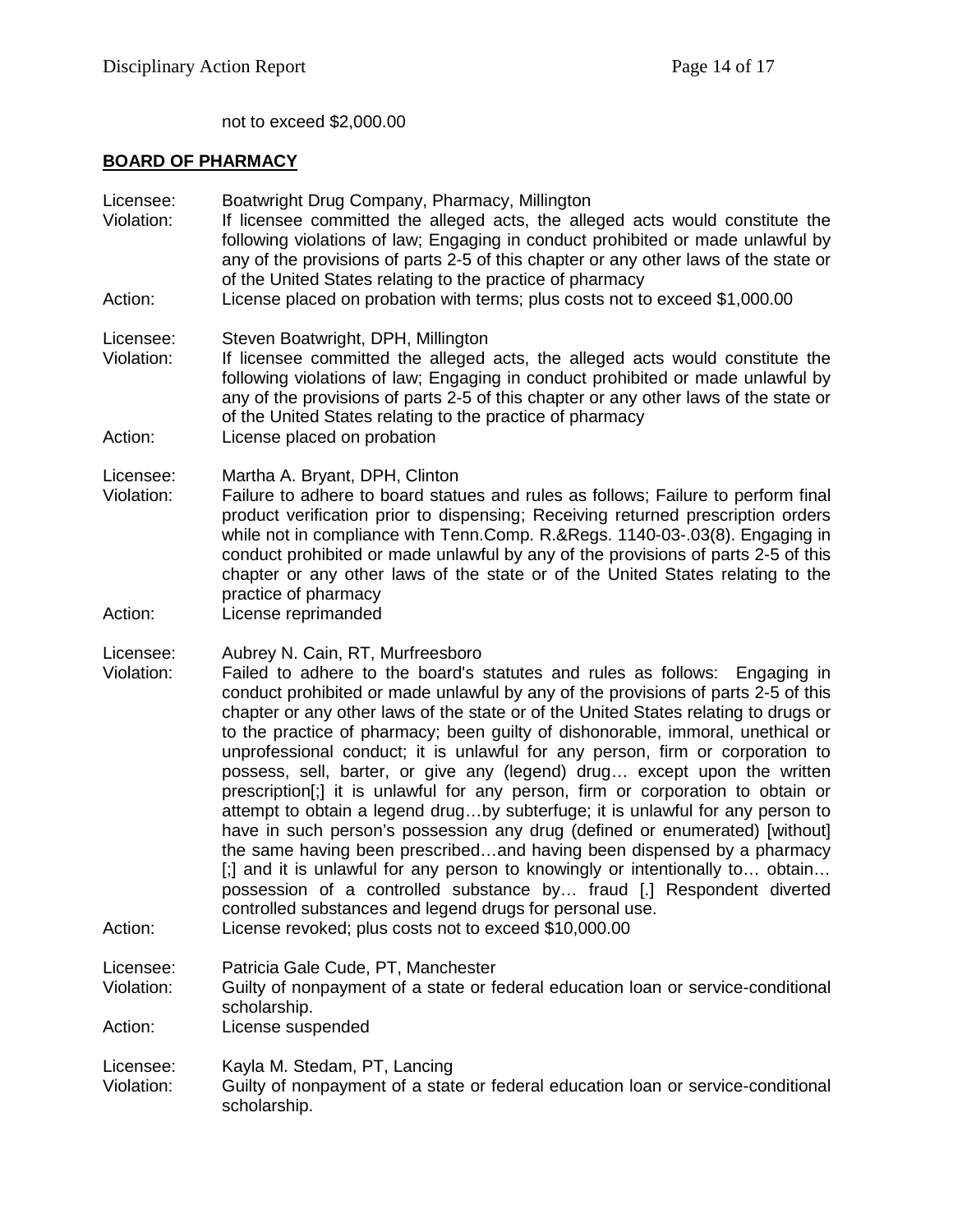not to exceed $2,000.00

**BOARD OF PHARMACY**

Licensee: Boatwright Drug Company, Pharmacy, Millington
Violation: If licensee committed the alleged acts, the alleged acts would constitute the following violations of law; Engaging in conduct prohibited or made unlawful by any of the provisions of parts 2-5 of this chapter or any other laws of the state or of the United States relating to the practice of pharmacy
Action: License placed on probation with terms; plus costs not to exceed $1,000.00

Licensee: Steven Boatwright, DPH, Millington
Violation: If licensee committed the alleged acts, the alleged acts would constitute the following violations of law; Engaging in conduct prohibited or made unlawful by any of the provisions of parts 2-5 of this chapter or any other laws of the state or of the United States relating to the practice of pharmacy
Action: License placed on probation

Licensee: Martha A. Bryant, DPH, Clinton
Violation: Failure to adhere to board statues and rules as follows; Failure to perform final product verification prior to dispensing; Receiving returned prescription orders while not in compliance with Tenn.Comp. R.&Regs. 1140-03-.03(8). Engaging in conduct prohibited or made unlawful by any of the provisions of parts 2-5 of this chapter or any other laws of the state or of the United States relating to the practice of pharmacy
Action: License reprimanded

Licensee: Aubrey N. Cain, RT, Murfreesboro
Violation: Failed to adhere to the board's statutes and rules as follows: Engaging in conduct prohibited or made unlawful by any of the provisions of parts 2-5 of this chapter or any other laws of the state or of the United States relating to drugs or to the practice of pharmacy; been guilty of dishonorable, immoral, unethical or unprofessional conduct; it is unlawful for any person, firm or corporation to possess, sell, barter, or give any (legend) drug… except upon the written prescription[;] it is unlawful for any person, firm or corporation to obtain or attempt to obtain a legend drug…by subterfuge; it is unlawful for any person to have in such person's possession any drug (defined or enumerated) [without] the same having been prescribed…and having been dispensed by a pharmacy [;] and it is unlawful for any person to knowingly or intentionally to… obtain… possession of a controlled substance by… fraud [.] Respondent diverted controlled substances and legend drugs for personal use.
Action: License revoked; plus costs not to exceed $10,000.00

Licensee: Patricia Gale Cude, PT, Manchester
Violation: Guilty of nonpayment of a state or federal education loan or service-conditional scholarship.
Action: License suspended

Licensee: Kayla M. Stedam, PT, Lancing
Violation: Guilty of nonpayment of a state or federal education loan or service-conditional scholarship.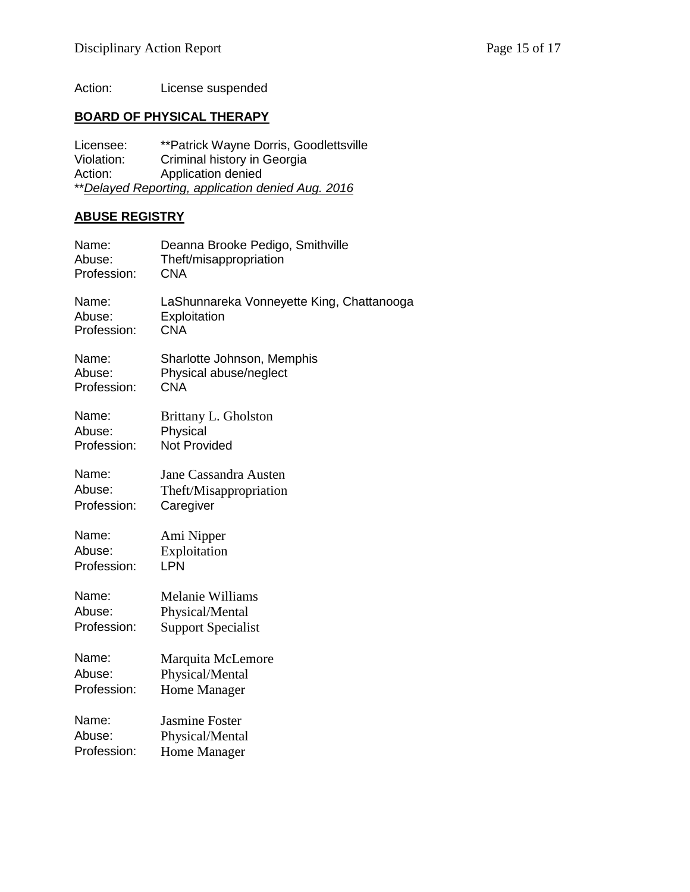Action: License suspended

**BOARD OF PHYSICAL THERAPY**

Licensee: **Patrick Wayne Dorris, Goodlettsville
Violation: Criminal history in Georgia
Action: Application denied
***<u>Delayed Reporting, application denied Aug. 2016</u>*

**ABUSE REGISTRY**

Name: Deanna Brooke Pedigo, Smithville
Abuse: Theft/misappropriation
Profession: CNA

Name: LaShunnareka Vonneyette King, Chattanooga
Abuse: Exploitation
Profession: CNA

Name: Sharlotte Johnson, Memphis
Abuse: Physical abuse/neglect
Profession: CNA

Name: Brittany L. Gholston
Abuse: Physical
Profession: Not Provided

Name: Jane Cassandra Austen
Abuse: Theft/Misappropriation
Profession: Caregiver

Name: Ami Nipper
Abuse: Exploitation
Profession: LPN

Name: Melanie Williams
Abuse: Physical/Mental
Profession: Support Specialist

Name: Marquita McLemore
Abuse: Physical/Mental
Profession: Home Manager

Name: Jasmine Foster
Abuse: Physical/Mental
Profession: Home Manager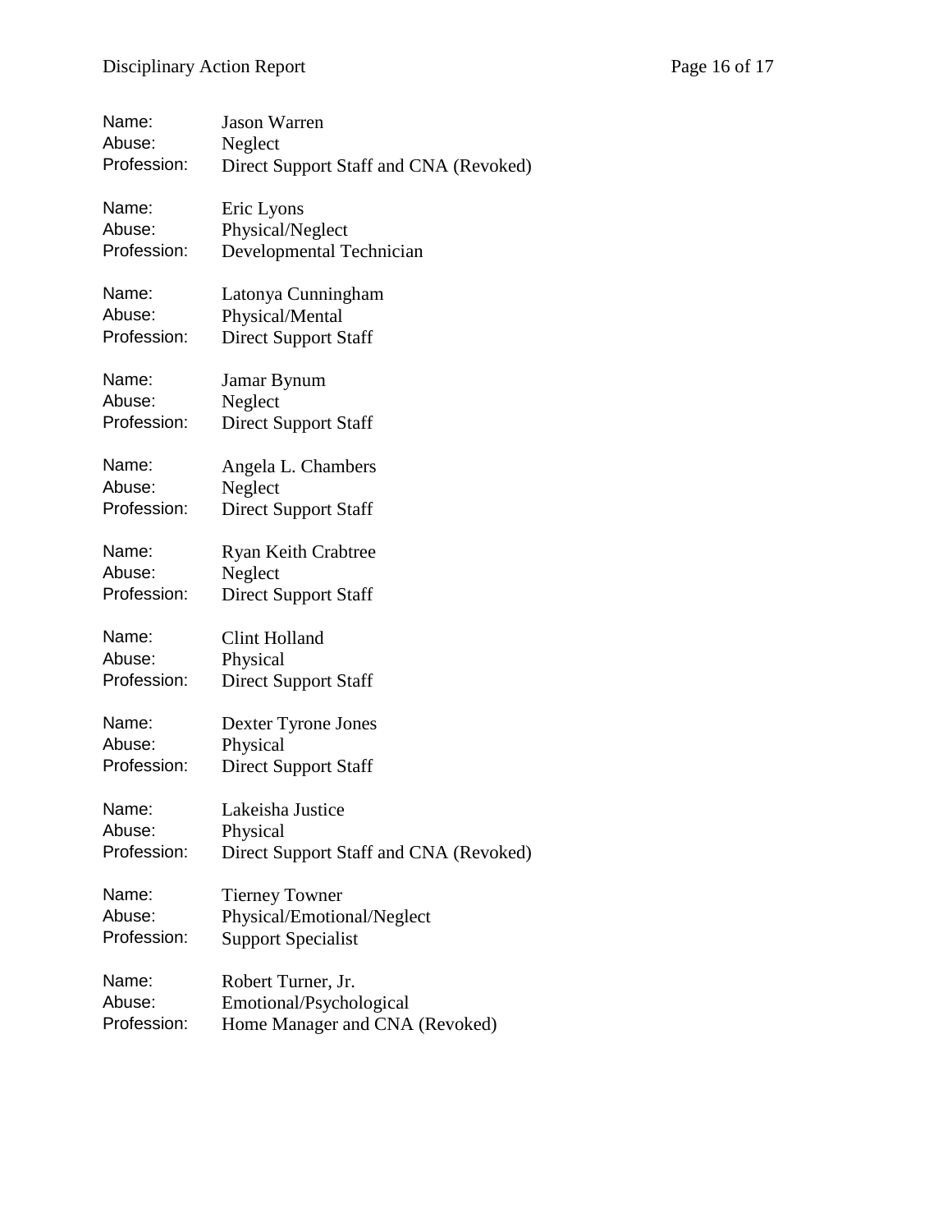Name: Jason Warren
Abuse: Neglect
Profession: Direct Support Staff and CNA (Revoked)

Name: Eric Lyons
Abuse: Physical/Neglect
Profession: Developmental Technician

Name: Latonya Cunningham
Abuse: Physical/Mental
Profession: Direct Support Staff

Name: Jamar Bynum
Abuse: Neglect
Profession: Direct Support Staff

Name: Angela L. Chambers
Abuse: Neglect
Profession: Direct Support Staff

Name: Ryan Keith Crabtree
Abuse: Neglect
Profession: Direct Support Staff

Name: Clint Holland
Abuse: Physical
Profession: Direct Support Staff

Name: Dexter Tyrone Jones
Abuse: Physical
Profession: Direct Support Staff

Name: Lakeisha Justice
Abuse: Physical
Profession: Direct Support Staff and CNA (Revoked)

Name: Tierney Towner
Abuse: Physical/Emotional/Neglect
Profession: Support Specialist

Name: Robert Turner, Jr.
Abuse: Emotional/Psychological
Profession: Home Manager and CNA (Revoked)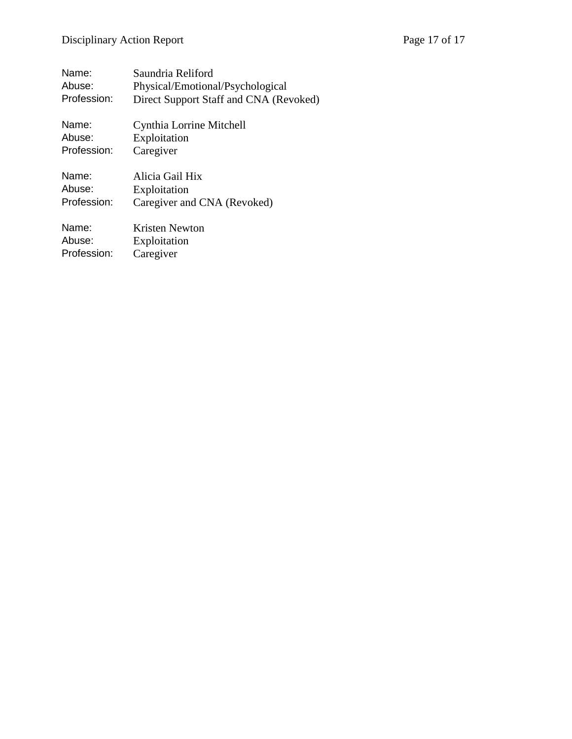Name: Saundria Reliford
Abuse: Physical/Emotional/Psychological
Profession: Direct Support Staff and CNA (Revoked)

Name: Cynthia Lorrine Mitchell
Abuse: Exploitation
Profession: Caregiver

Name: Alicia Gail Hix
Abuse: Exploitation
Profession: Caregiver and CNA (Revoked)

Name: Kristen Newton
Abuse: Exploitation
Profession: Caregiver